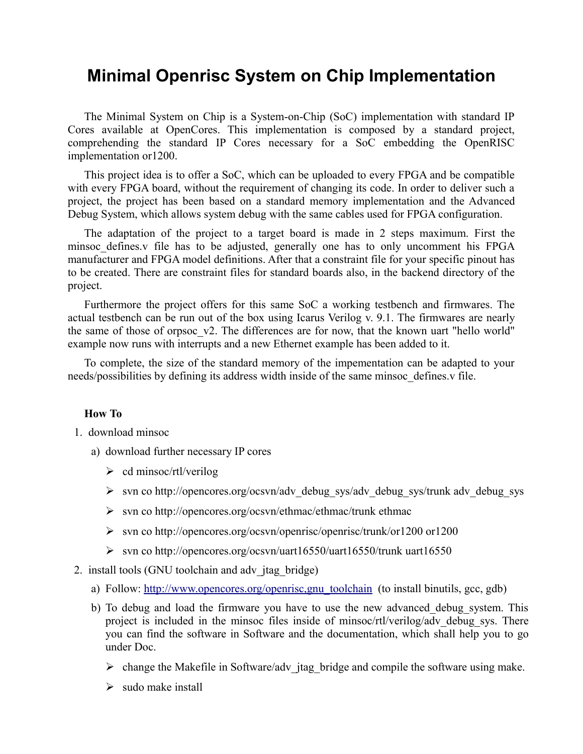# Minimal Openrisc System on Chip Implementation

The Minimal System on Chip is a System-on-Chip (SoC) implementation with standard IP Cores available at OpenCores. This implementation is composed by a standard project, comprehending the standard IP Cores necessary for a SoC embedding the OpenRISC implementation or1200.

This project idea is to offer a SoC, which can be uploaded to every FPGA and be compatible with every FPGA board, without the requirement of changing its code. In order to deliver such a project, the project has been based on a standard memory implementation and the Advanced Debug System, which allows system debug with the same cables used for FPGA configuration.

The adaptation of the project to a target board is made in 2 steps maximum. First the minsoc_defines.v file has to be adjusted, generally one has to only uncomment his FPGA manufacturer and FPGA model definitions. After that a constraint file for your specific pinout has to be created. There are constraint files for standard boards also, in the backend directory of the project.

Furthermore the project offers for this same SoC a working testbench and firmwares. The actual testbench can be run out of the box using Icarus Verilog v. 9.1. The firmwares are nearly the same of those of orpsoc_v2. The differences are for now, that the known uart "hello world" example now runs with interrupts and a new Ethernet example has been added to it.

To complete, the size of the standard memory of the impementation can be adapted to your needs/possibilities by defining its address width inside of the same minsoc_defines.v file.

**How To**

1. download minsoc
   a) download further necessary IP cores
      - cd minsoc/rtl/verilog
      - svn co http://opencores.org/ocsvn/adv_debug_sys/adv_debug_sys/trunk adv_debug_sys
      - svn co http://opencores.org/ocsvn/ethmac/ethmac/trunk ethmac
      - svn co http://opencores.org/ocsvn/openrisc/openrisc/trunk/or1200 or1200
      - svn co http://opencores.org/ocsvn/uart16550/uart16550/trunk uart16550
2. install tools (GNU toolchain and adv_jtag_bridge)
   a) Follow: [http://www.opencores.org/openrisc,gnu_toolchain](http://www.opencores.org/openrisc,gnu_toolchain) (to install binutils, gcc, gdb)
   b) To debug and load the firmware you have to use the new advanced_debug_system. This project is included in the minsoc files inside of minsoc/rtl/verilog/adv_debug_sys. There you can find the software in Software and the documentation, which shall help you to go under Doc.
      - change the Makefile in Software/adv_jtag_bridge and compile the software using make.
      - sudo make install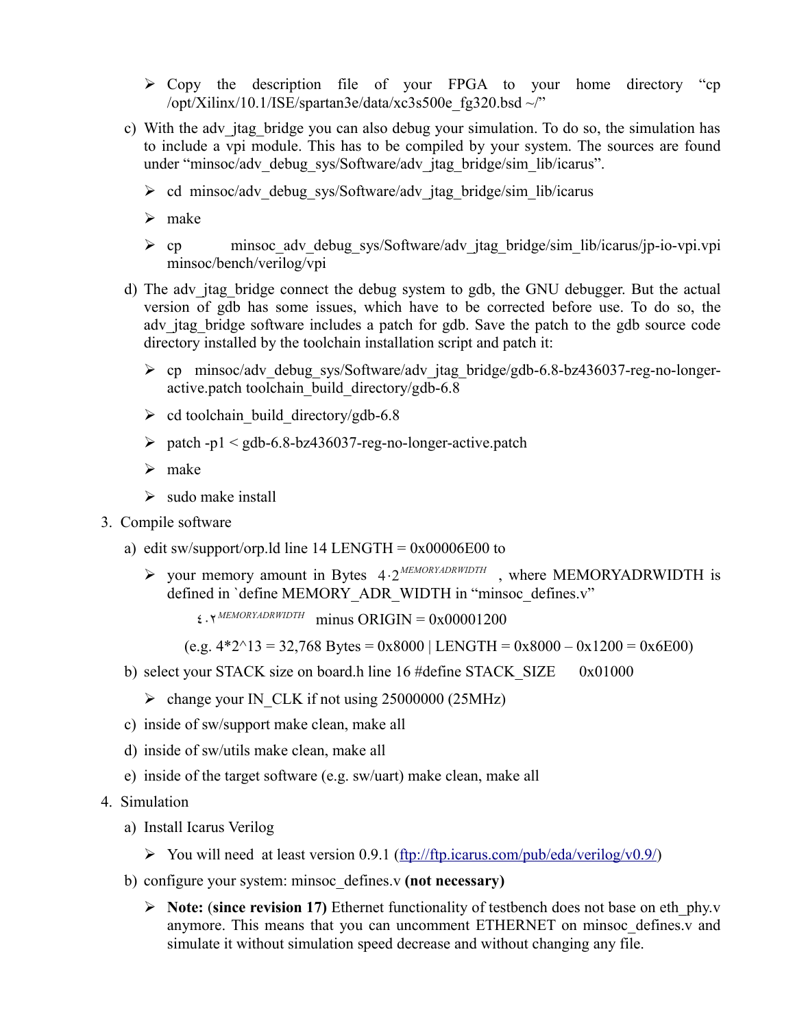- Copy the description file of your FPGA to your home directory "cp /opt/Xilinx/10.1/ISE/spartan3e/data/xc3s500e_fg320.bsd ~/"

c) With the adv_jtag_bridge you can also debug your simulation. To do so, the simulation has to include a vpi module. This has to be compiled by your system. The sources are found under "minsoc/adv_debug_sys/Software/adv_jtag_bridge/sim_lib/icarus".

- cd minsoc/adv_debug_sys/Software/adv_jtag_bridge/sim_lib/icarus
- make
- cp minsoc_adv_debug_sys/Software/adv_jtag_bridge/sim_lib/icarus/jp-io-vpi.vpi minsoc/bench/verilog/vpi

d) The adv_jtag_bridge connect the debug system to gdb, the GNU debugger. But the actual version of gdb has some issues, which have to be corrected before use. To do so, the adv_jtag_bridge software includes a patch for gdb. Save the patch to the gdb source code directory installed by the toolchain installation script and patch it:

- cp minsoc/adv_debug_sys/Software/adv_jtag_bridge/gdb-6.8-bz436037-reg-no-longer-active.patch toolchain_build_directory/gdb-6.8
- cd toolchain_build_directory/gdb-6.8
- patch -p1 < gdb-6.8-bz436037-reg-no-longer-active.patch
- make
- sudo make install

3. Compile software

a) edit sw/support/orp.ld line 14 LENGTH = 0x00006E00 to

- your memory amount in Bytes $4 \cdot 2^{MEMORYADRWIDTH}$ , where MEMORYADRWIDTH is defined in `define MEMORY_ADR_WIDTH in "minsoc_defines.v"

  $٤ \cdot ٢^{MEMORYADRWIDTH}$ minus ORIGIN = 0x00001200

  (e.g. 4*2^13 = 32,768 Bytes = 0x8000 | LENGTH = 0x8000 – 0x1200 = 0x6E00)

b) select your STACK size on board.h line 16 #define STACK_SIZE 0x01000

- change your IN_CLK if not using 25000000 (25MHz)

c) inside of sw/support make clean, make all

d) inside of sw/utils make clean, make all

e) inside of the target software (e.g. sw/uart) make clean, make all

4. Simulation

a) Install Icarus Verilog

- You will need at least version 0.9.1 (ftp://ftp.icarus.com/pub/eda/verilog/v0.9/)

b) configure your system: minsoc_defines.v **(not necessary)**

- **Note:** (**since revision 17)** Ethernet functionality of testbench does not base on eth_phy.v anymore. This means that you can uncomment ETHERNET on minsoc_defines.v and simulate it without simulation speed decrease and without changing any file.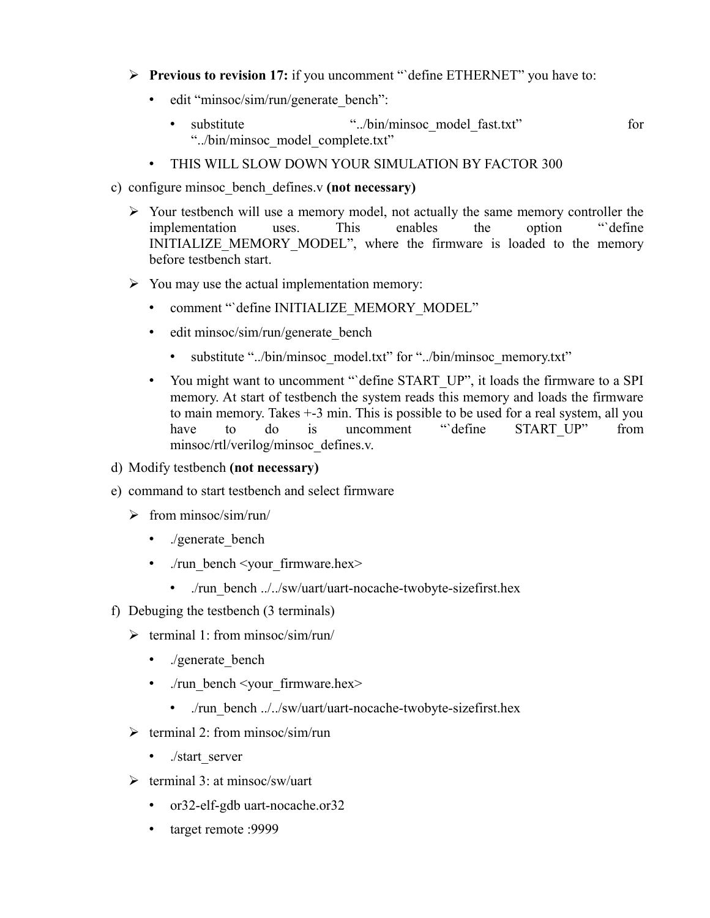- **Previous to revision 17:** if you uncomment "`define ETHERNET" you have to:
  - edit "minsoc/sim/run/generate_bench":
    - substitute "../bin/minsoc_model_fast.txt" for "../bin/minsoc_model_complete.txt"
  - THIS WILL SLOW DOWN YOUR SIMULATION BY FACTOR 300

c) configure minsoc_bench_defines.v **(not necessary)**

- Your testbench will use a memory model, not actually the same memory controller the implementation uses. This enables the option "`define INITIALIZE_MEMORY_MODEL", where the firmware is loaded to the memory before testbench start.
- You may use the actual implementation memory:
  - comment "`define INITIALIZE_MEMORY_MODEL"
  - edit minsoc/sim/run/generate_bench
    - substitute "../bin/minsoc_model.txt" for "../bin/minsoc_memory.txt"
  - You might want to uncomment "`define START_UP", it loads the firmware to a SPI memory. At start of testbench the system reads this memory and loads the firmware to main memory. Takes +-3 min. This is possible to be used for a real system, all you have to do is uncomment "`define START_UP" from minsoc/rtl/verilog/minsoc_defines.v.

d) Modify testbench **(not necessary)**

e) command to start testbench and select firmware

- from minsoc/sim/run/
  - ./generate_bench
  - ./run_bench <your_firmware.hex>
    - ./run_bench ../../sw/uart/uart-nocache-twobyte-sizefirst.hex

f) Debuging the testbench (3 terminals)

- terminal 1: from minsoc/sim/run/
  - ./generate_bench
  - ./run_bench <your_firmware.hex>
    - ./run_bench ../../sw/uart/uart-nocache-twobyte-sizefirst.hex
- terminal 2: from minsoc/sim/run
  - ./start_server
- terminal 3: at minsoc/sw/uart
  - or32-elf-gdb uart-nocache.or32
  - target remote :9999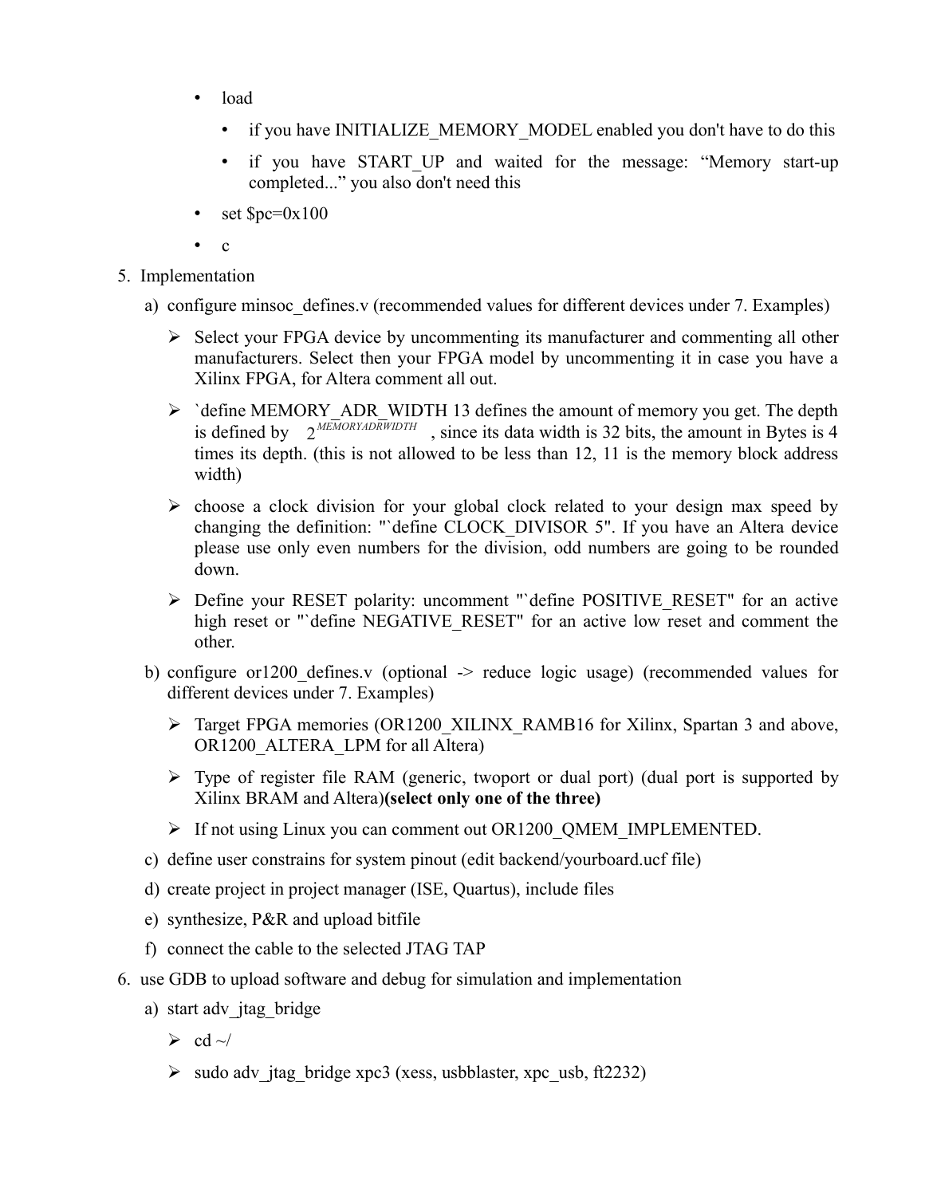- load
  - if you have INITIALIZE_MEMORY_MODEL enabled you don't have to do this
  - if you have START_UP and waited for the message: “Memory start-up completed...” you also don't need this
- set $pc=0x100
- c

5. Implementation
   a) configure minsoc_defines.v (recommended values for different devices under 7. Examples)
      - Select your FPGA device by uncommenting its manufacturer and commenting all other manufacturers. Select then your FPGA model by uncommenting it in case you have a Xilinx FPGA, for Altera comment all out.
      - `define MEMORY_ADR_WIDTH 13 defines the amount of memory you get. The depth is defined by $2^{MEMORYADRWIDTH}$ , since its data width is 32 bits, the amount in Bytes is 4 times its depth. (this is not allowed to be less than 12, 11 is the memory block address width)
      - choose a clock division for your global clock related to your design max speed by changing the definition: "`define CLOCK_DIVISOR 5". If you have an Altera device please use only even numbers for the division, odd numbers are going to be rounded down.
      - Define your RESET polarity: uncomment "`define POSITIVE_RESET" for an active high reset or "`define NEGATIVE_RESET" for an active low reset and comment the other.
   b) configure or1200_defines.v (optional -> reduce logic usage) (recommended values for different devices under 7. Examples)
      - Target FPGA memories (OR1200_XILINX_RAMB16 for Xilinx, Spartan 3 and above, OR1200_ALTERA_LPM for all Altera)
      - Type of register file RAM (generic, twoport or dual port) (dual port is supported by Xilinx BRAM and Altera)**(select only one of the three)**
      - If not using Linux you can comment out OR1200_QMEM_IMPLEMENTED.
   c) define user constrains for system pinout (edit backend/yourboard.ucf file)
   d) create project in project manager (ISE, Quartus), include files
   e) synthesize, P&R and upload bitfile
   f) connect the cable to the selected JTAG TAP
6. use GDB to upload software and debug for simulation and implementation
   a) start adv_jtag_bridge
      - cd ~/
      - sudo adv_jtag_bridge xpc3 (xess, usbblaster, xpc_usb, ft2232)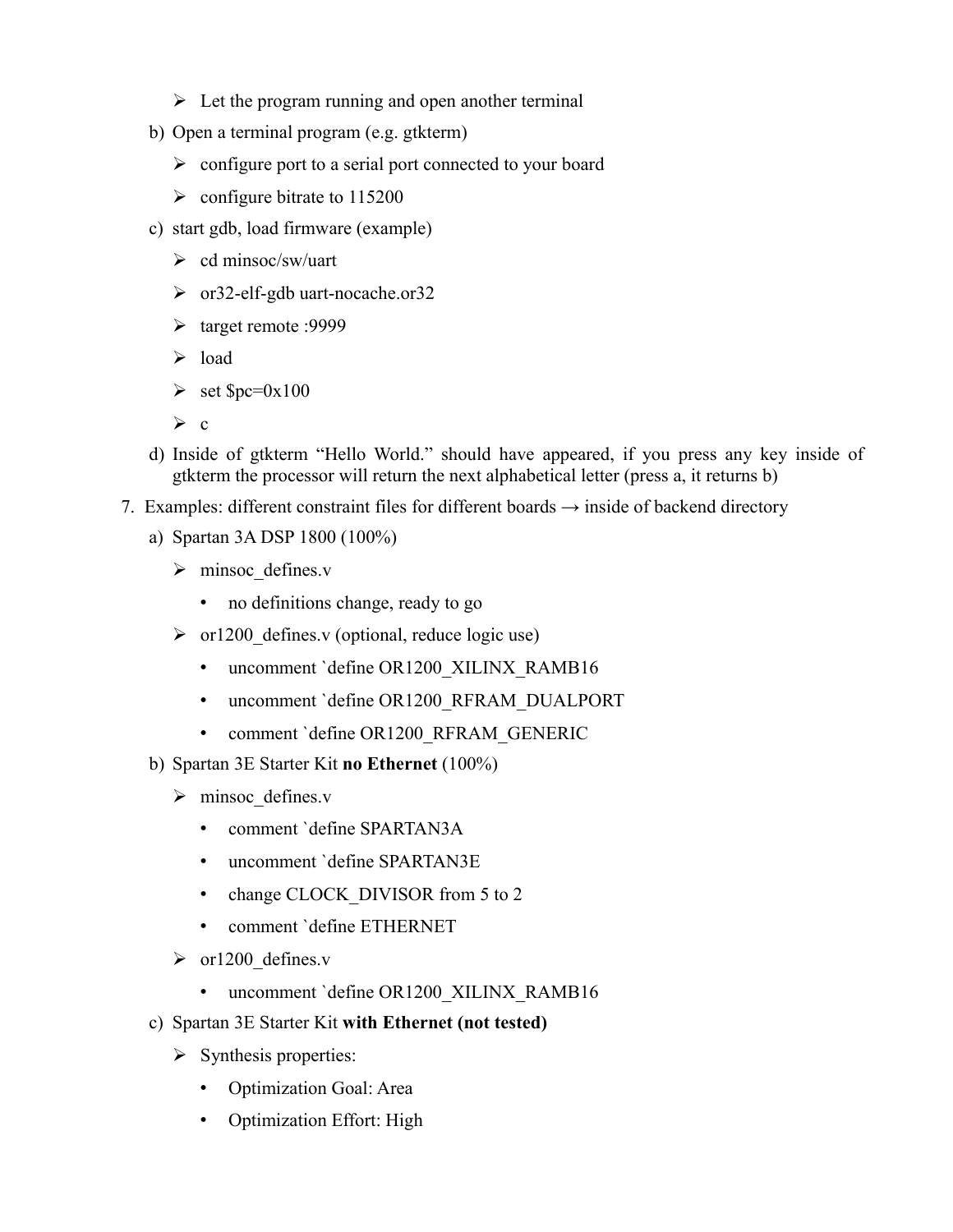- Let the program running and open another terminal

b) Open a terminal program (e.g. gtkterm)
   - configure port to a serial port connected to your board
   - configure bitrate to 115200

c) start gdb, load firmware (example)
   - cd minsoc/sw/uart
   - or32-elf-gdb uart-nocache.or32
   - target remote :9999
   - load
   - set $pc=0x100
   - c

d) Inside of gtkterm "Hello World." should have appeared, if you press any key inside of gtkterm the processor will return the next alphabetical letter (press a, it returns b)

7. Examples: different constraint files for different boards → inside of backend directory

   a) Spartan 3A DSP 1800 (100%)
      - minsoc_defines.v
        - no definitions change, ready to go
      - or1200_defines.v (optional, reduce logic use)
        - uncomment `define OR1200_XILINX_RAMB16
        - uncomment `define OR1200_RFRAM_DUALPORT
        - comment `define OR1200_RFRAM_GENERIC

   b) Spartan 3E Starter Kit **no Ethernet** (100%)
      - minsoc_defines.v
        - comment `define SPARTAN3A
        - uncomment `define SPARTAN3E
        - change CLOCK_DIVISOR from 5 to 2
        - comment `define ETHERNET
      - or1200_defines.v
        - uncomment `define OR1200_XILINX_RAMB16

   c) Spartan 3E Starter Kit **with Ethernet (not tested)**
      - Synthesis properties:
        - Optimization Goal: Area
        - Optimization Effort: High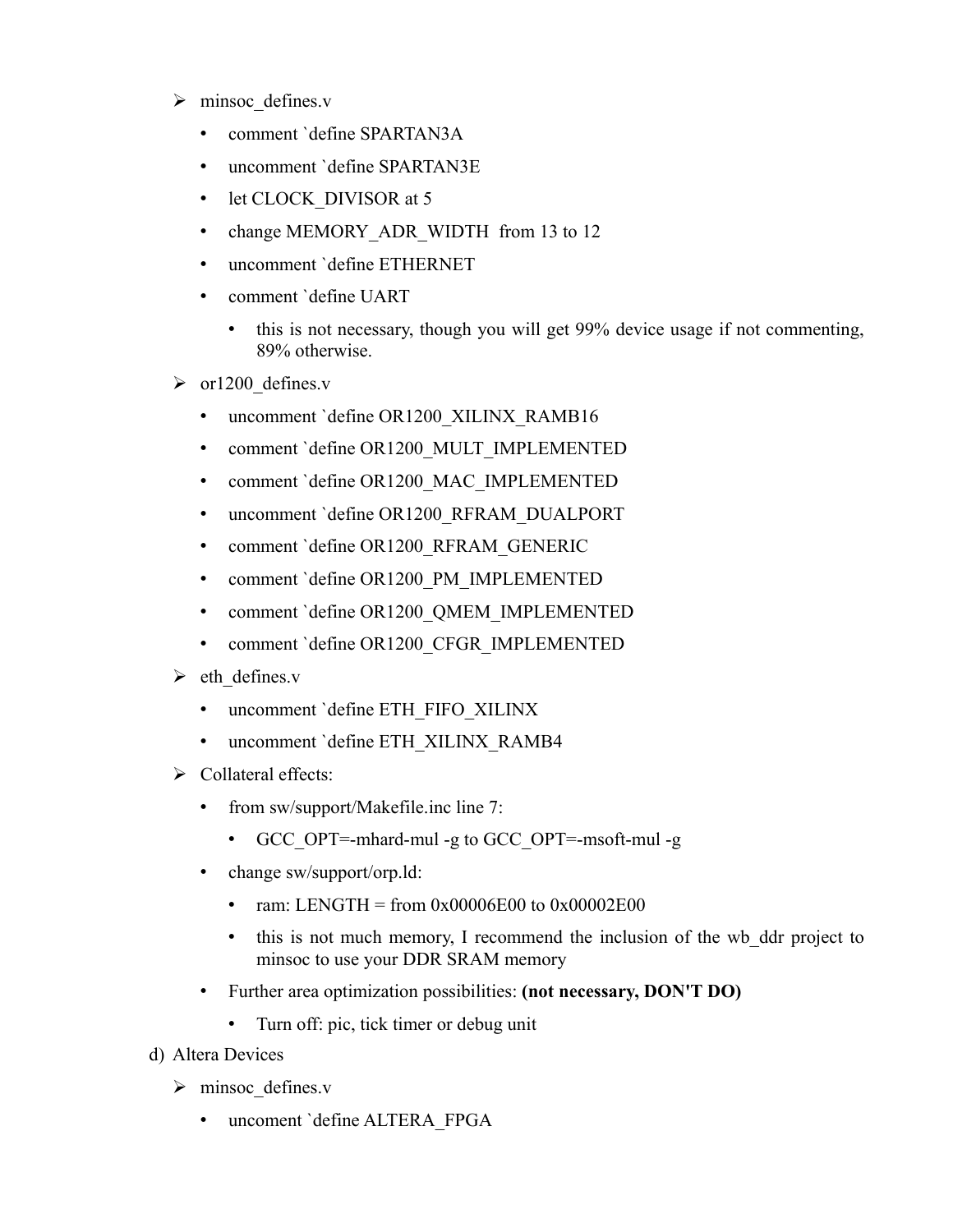- minsoc_defines.v
  - comment `define SPARTAN3A
  - uncomment `define SPARTAN3E
  - let CLOCK_DIVISOR at 5
  - change MEMORY_ADR_WIDTH from 13 to 12
  - uncomment `define ETHERNET
  - comment `define UART
    - this is not necessary, though you will get 99% device usage if not commenting, 89% otherwise.
- or1200_defines.v
  - uncomment `define OR1200_XILINX_RAMB16
  - comment `define OR1200_MULT_IMPLEMENTED
  - comment `define OR1200_MAC_IMPLEMENTED
  - uncomment `define OR1200_RFRAM_DUALPORT
  - comment `define OR1200_RFRAM_GENERIC
  - comment `define OR1200_PM_IMPLEMENTED
  - comment `define OR1200_QMEM_IMPLEMENTED
  - comment `define OR1200_CFGR_IMPLEMENTED
- eth_defines.v
  - uncomment `define ETH_FIFO_XILINX
  - uncomment `define ETH_XILINX_RAMB4
- Collateral effects:
  - from sw/support/Makefile.inc line 7:
    - GCC_OPT=-mhard-mul -g to GCC_OPT=-msoft-mul -g
  - change sw/support/orp.ld:
    - ram: LENGTH = from 0x00006E00 to 0x00002E00
    - this is not much memory, I recommend the inclusion of the wb_ddr project to minsoc to use your DDR SRAM memory
  - Further area optimization possibilities: **(not necessary, DON'T DO)**
    - Turn off: pic, tick timer or debug unit

d) Altera Devices

- minsoc_defines.v
  - uncoment `define ALTERA_FPGA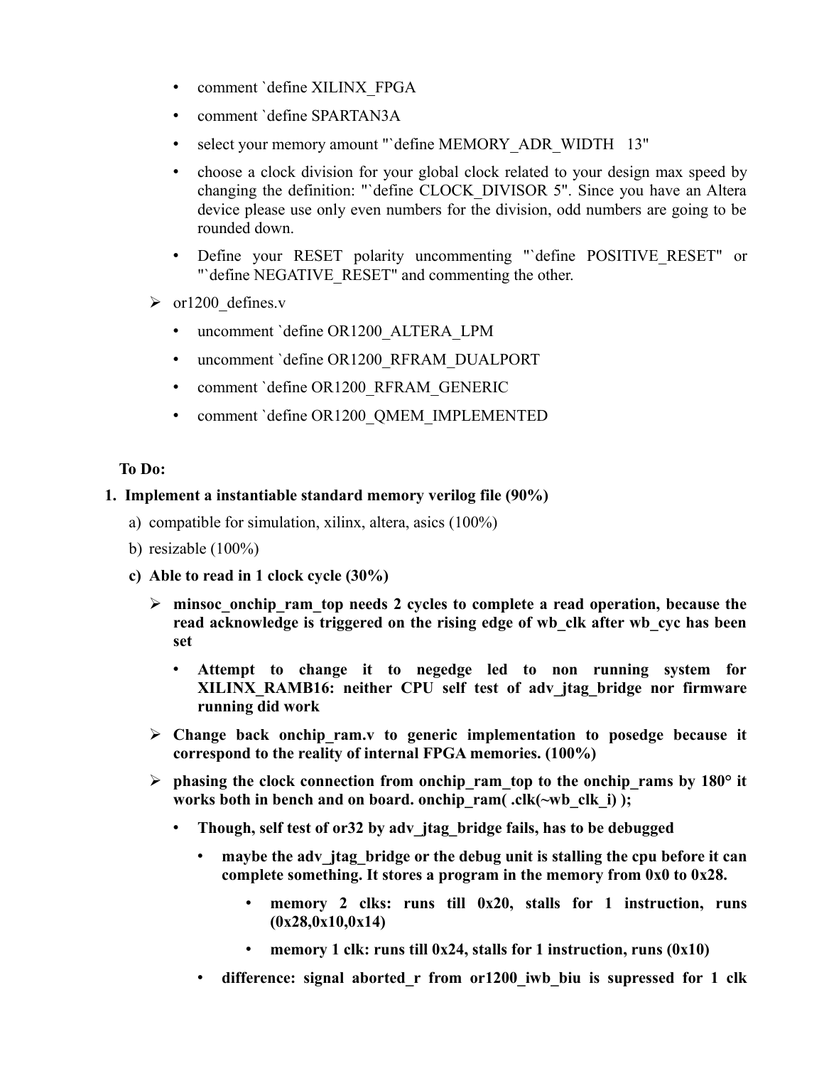- comment `define XILINX_FPGA
- comment `define SPARTAN3A
- select your memory amount "`define MEMORY_ADR_WIDTH   13"
- choose a clock division for your global clock related to your design max speed by changing the definition: "`define CLOCK_DIVISOR 5". Since you have an Altera device please use only even numbers for the division, odd numbers are going to be rounded down.
- Define your RESET polarity uncommenting "`define POSITIVE_RESET" or "`define NEGATIVE_RESET" and commenting the other.

➢ or1200_defines.v

- uncomment `define OR1200_ALTERA_LPM
- uncomment `define OR1200_RFRAM_DUALPORT
- comment `define OR1200_RFRAM_GENERIC
- comment `define OR1200_QMEM_IMPLEMENTED

**To Do:**

1. **Implement a instantiable standard memory verilog file (90%)**
   a) compatible for simulation, xilinx, altera, asics (100%)
   b) resizable (100%)
   c) **Able to read in 1 clock cycle (30%)**
      - ➢ **minsoc_onchip_ram_top needs 2 cycles to complete a read operation, because the read acknowledge is triggered on the rising edge of wb_clk after wb_cyc has been set**
        - **Attempt to change it to negedge led to non running system for XILINX_RAMB16: neither CPU self test of adv_jtag_bridge nor firmware running did work**
      - ➢ **Change back onchip_ram.v to generic implementation to posedge because it correspond to the reality of internal FPGA memories. (100%)**
      - ➢ **phasing the clock connection from onchip_ram_top to the onchip_rams by 180° it works both in bench and on board. onchip_ram( .clk(~wb_clk_i) );**
        - **Though, self test of or32 by adv_jtag_bridge fails, has to be debugged**
          - **maybe the adv_jtag_bridge or the debug unit is stalling the cpu before it can complete something. It stores a program in the memory from 0x0 to 0x28.**
            - **memory 2 clks: runs till 0x20, stalls for 1 instruction, runs (0x28,0x10,0x14)**
            - **memory 1 clk: runs till 0x24, stalls for 1 instruction, runs (0x10)**
          - **difference: signal aborted_r from or1200_iwb_biu is supressed for 1 clk**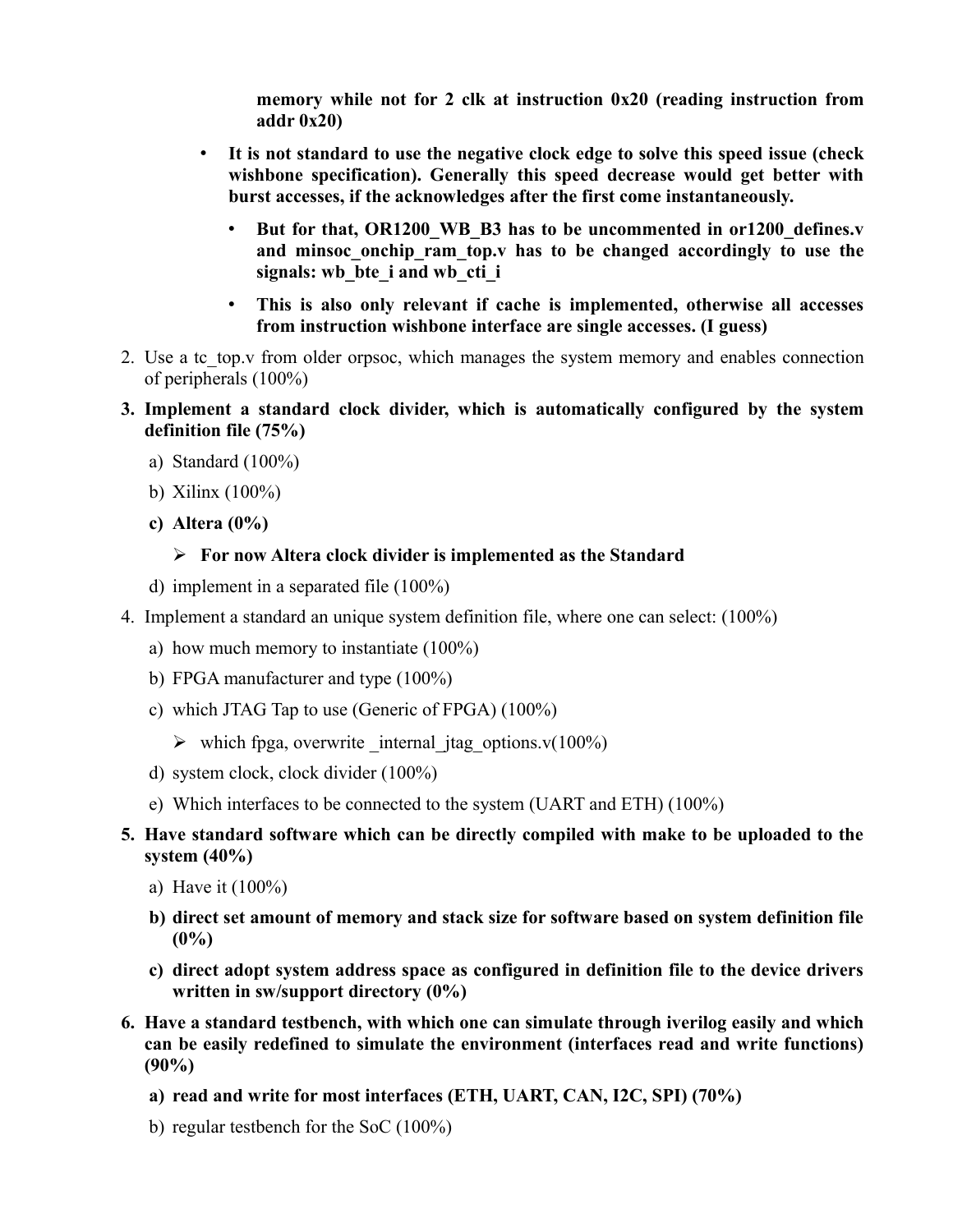**memory while not for 2 clk at instruction 0x20 (reading instruction from addr 0x20)**

- **It is not standard to use the negative clock edge to solve this speed issue (check wishbone specification). Generally this speed decrease would get better with burst accesses, if the acknowledges after the first come instantaneously.**
  - **But for that, OR1200_WB_B3 has to be uncommented in or1200_defines.v and minsoc_onchip_ram_top.v has to be changed accordingly to use the signals: wb_bte_i and wb_cti_i**
  - **This is also only relevant if cache is implemented, otherwise all accesses from instruction wishbone interface are single accesses. (I guess)**

2. Use a tc_top.v from older orpsoc, which manages the system memory and enables connection of peripherals (100%)
3. **Implement a standard clock divider, which is automatically configured by the system definition file (75%)**
   a) Standard (100%)
   b) Xilinx (100%)
   **c) Altera (0%)**
      - **For now Altera clock divider is implemented as the Standard**
   
   d) implement in a separated file (100%)
4. Implement a standard an unique system definition file, where one can select: (100%)
   a) how much memory to instantiate (100%)
   b) FPGA manufacturer and type (100%)
   c) which JTAG Tap to use (Generic of FPGA) (100%)
      - which fpga, overwrite _internal_jtag_options.v(100%)
   
   d) system clock, clock divider (100%)
   e) Which interfaces to be connected to the system (UART and ETH) (100%)
5. **Have standard software which can be directly compiled with make to be uploaded to the system (40%)**
   a) Have it (100%)
   **b) direct set amount of memory and stack size for software based on system definition file (0%)**
   **c) direct adopt system address space as configured in definition file to the device drivers written in sw/support directory (0%)**
6. **Have a standard testbench, with which one can simulate through iverilog easily and which can be easily redefined to simulate the environment (interfaces read and write functions) (90%)**
   **a) read and write for most interfaces (ETH, UART, CAN, I2C, SPI) (70%)**
   b) regular testbench for the SoC (100%)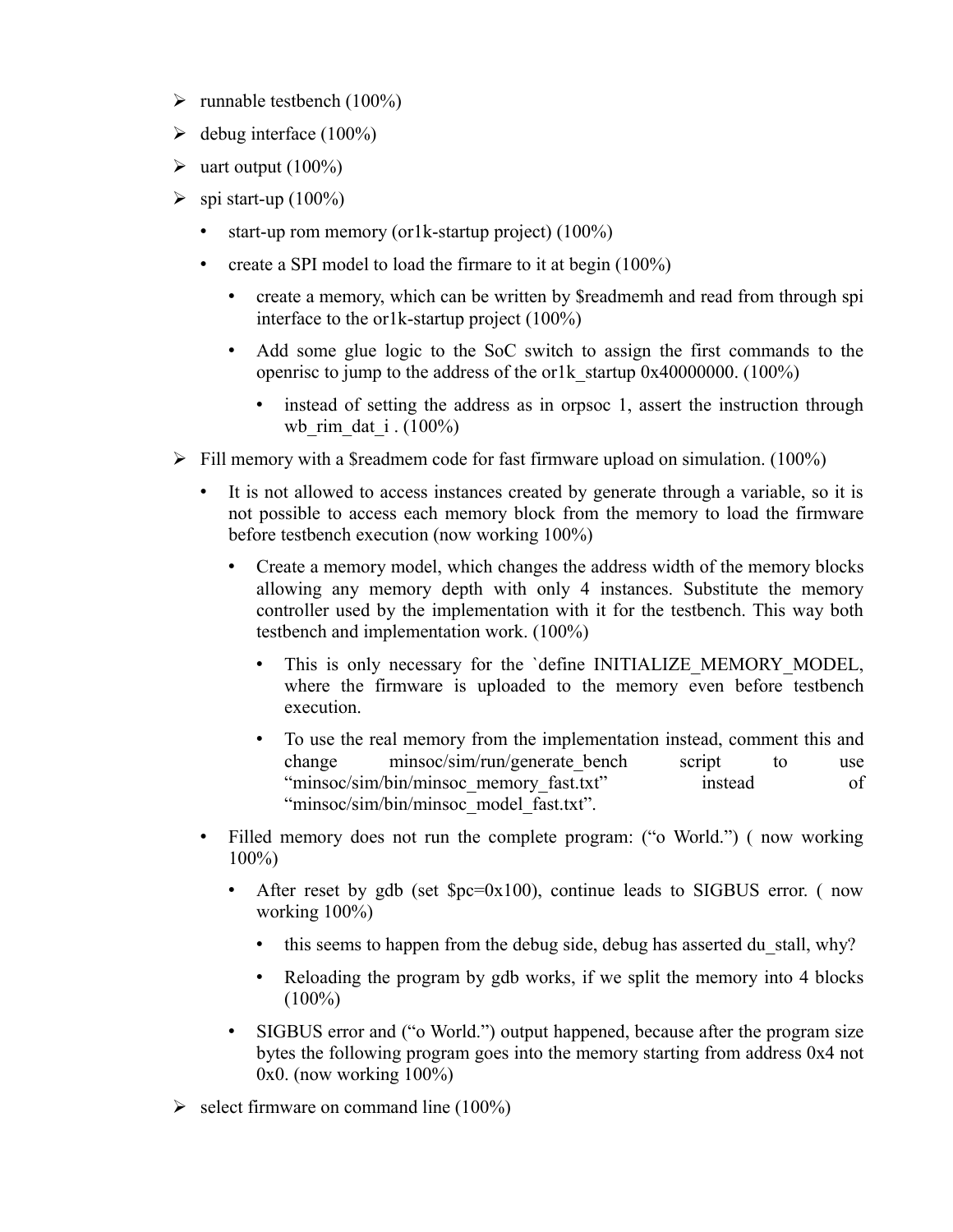- runnable testbench (100%)
- debug interface (100%)
- uart output (100%)
- spi start-up (100%)
  - start-up rom memory (or1k-startup project) (100%)
  - create a SPI model to load the firmare to it at begin (100%)
    - create a memory, which can be written by $readmemh and read from through spi interface to the or1k-startup project (100%)
    - Add some glue logic to the SoC switch to assign the first commands to the openrisc to jump to the address of the or1k_startup 0x40000000. (100%)
      - instead of setting the address as in orpsoc 1, assert the instruction through wb_rim_dat_i . (100%)
- Fill memory with a $readmem code for fast firmware upload on simulation. (100%)
  - It is not allowed to access instances created by generate through a variable, so it is not possible to access each memory block from the memory to load the firmware before testbench execution (now working 100%)
    - Create a memory model, which changes the address width of the memory blocks allowing any memory depth with only 4 instances. Substitute the memory controller used by the implementation with it for the testbench. This way both testbench and implementation work. (100%)
      - This is only necessary for the `define INITIALIZE_MEMORY_MODEL, where the firmware is uploaded to the memory even before testbench execution.
      - To use the real memory from the implementation instead, comment this and change minsoc/sim/run/generate_bench script to use "minsoc/sim/bin/minsoc_memory_fast.txt" instead of "minsoc/sim/bin/minsoc_model_fast.txt".
  - Filled memory does not run the complete program: ("o World.") ( now working 100%)
    - After reset by gdb (set $pc=0x100), continue leads to SIGBUS error. ( now working 100%)
      - this seems to happen from the debug side, debug has asserted du_stall, why?
      - Reloading the program by gdb works, if we split the memory into 4 blocks (100%)
    - SIGBUS error and ("o World.") output happened, because after the program size bytes the following program goes into the memory starting from address 0x4 not 0x0. (now working 100%)
- select firmware on command line (100%)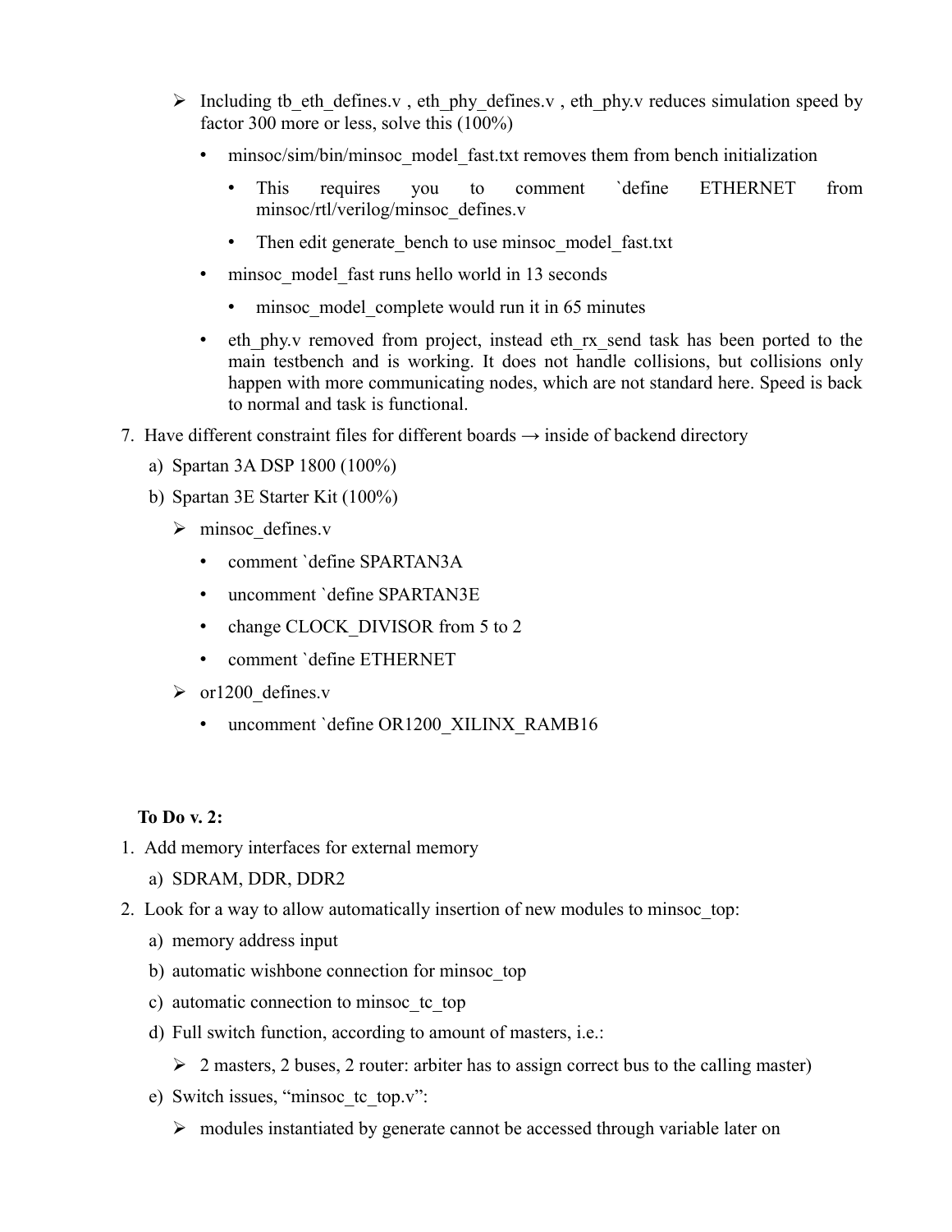- Including tb_eth_defines.v , eth_phy_defines.v , eth_phy.v reduces simulation speed by factor 300 more or less, solve this (100%)
  - minsoc/sim/bin/minsoc_model_fast.txt removes them from bench initialization
    - This requires you to comment `define ETHERNET from minsoc/rtl/verilog/minsoc_defines.v
    - Then edit generate_bench to use minsoc_model_fast.txt
  - minsoc_model_fast runs hello world in 13 seconds
    - minsoc_model_complete would run it in 65 minutes
  - eth_phy.v removed from project, instead eth_rx_send task has been ported to the main testbench and is working. It does not handle collisions, but collisions only happen with more communicating nodes, which are not standard here. Speed is back to normal and task is functional.

7. Have different constraint files for different boards → inside of backend directory
   a) Spartan 3A DSP 1800 (100%)
   b) Spartan 3E Starter Kit (100%)
      - minsoc_defines.v
        - comment `define SPARTAN3A
        - uncomment `define SPARTAN3E
        - change CLOCK_DIVISOR from 5 to 2
        - comment `define ETHERNET
      - or1200_defines.v
        - uncomment `define OR1200_XILINX_RAMB16

**To Do v. 2:**

1. Add memory interfaces for external memory
   a) SDRAM, DDR, DDR2
2. Look for a way to allow automatically insertion of new modules to minsoc_top:
   a) memory address input
   b) automatic wishbone connection for minsoc_top
   c) automatic connection to minsoc_tc_top
   d) Full switch function, according to amount of masters, i.e.:
      - 2 masters, 2 buses, 2 router: arbiter has to assign correct bus to the calling master)
   e) Switch issues, "minsoc_tc_top.v":
      - modules instantiated by generate cannot be accessed through variable later on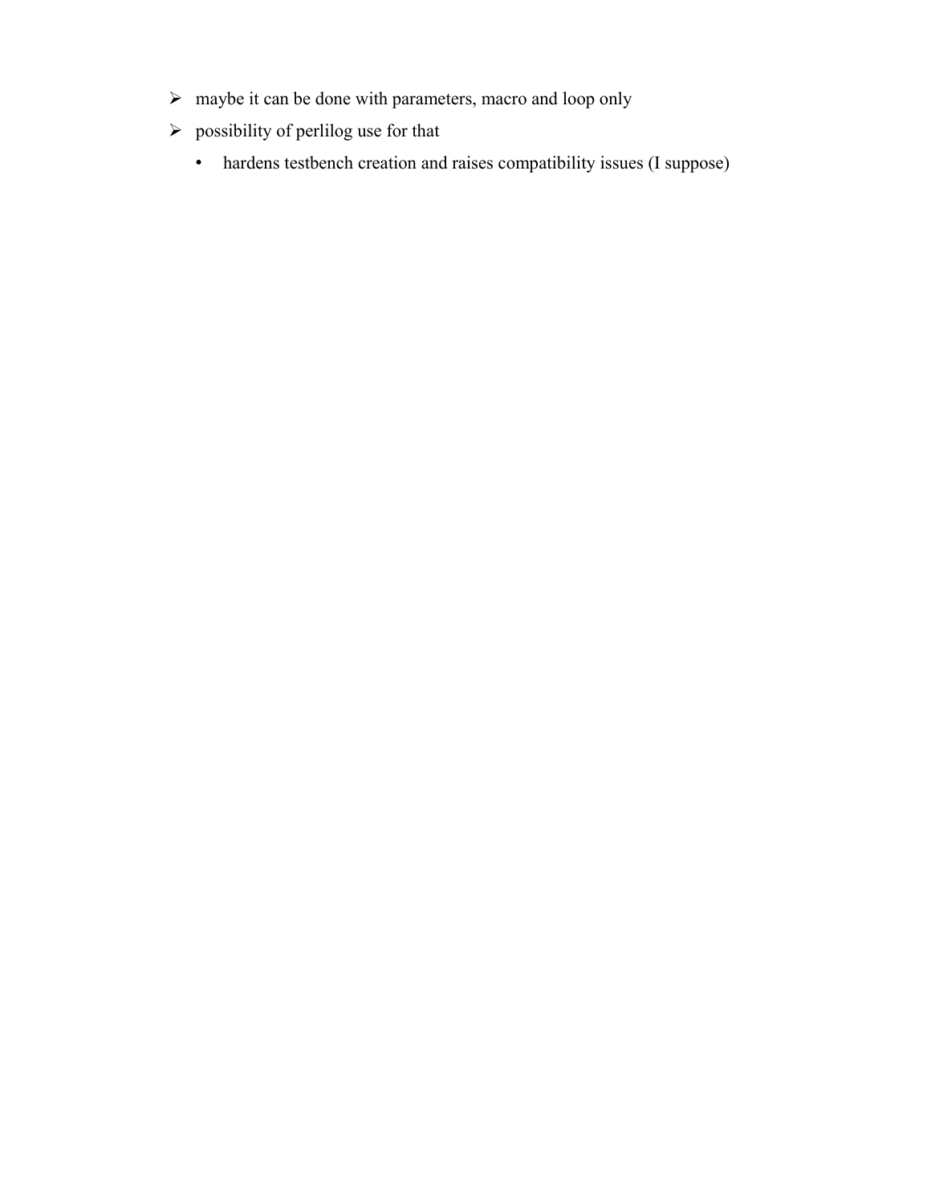- maybe it can be done with parameters, macro and loop only
- possibility of perlilog use for that
    - hardens testbench creation and raises compatibility issues (I suppose)